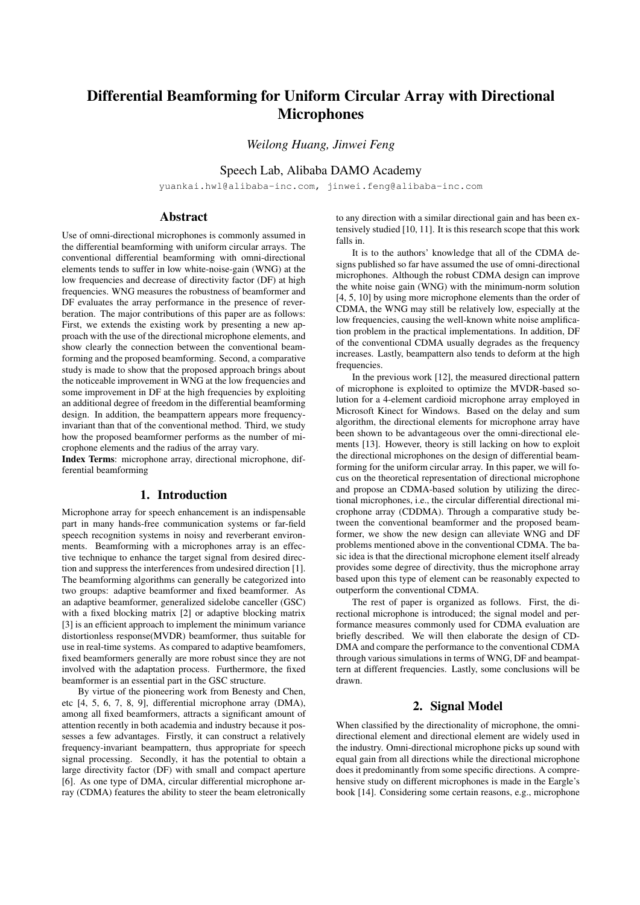# Differential Beamforming for Uniform Circular Array with Directional Microphones

*Weilong Huang, Jinwei Feng*

Speech Lab, Alibaba DAMO Academy

yuankai.hwl@alibaba-inc.com, jinwei.feng@alibaba-inc.com

## Abstract

Use of omni-directional microphones is commonly assumed in the differential beamforming with uniform circular arrays. The conventional differential beamforming with omni-directional elements tends to suffer in low white-noise-gain (WNG) at the low frequencies and decrease of directivity factor (DF) at high frequencies. WNG measures the robustness of beamformer and DF evaluates the array performance in the presence of reverberation. The major contributions of this paper are as follows: First, we extends the existing work by presenting a new approach with the use of the directional microphone elements, and show clearly the connection between the conventional beamforming and the proposed beamforming. Second, a comparative study is made to show that the proposed approach brings about the noticeable improvement in WNG at the low frequencies and some improvement in DF at the high frequencies by exploiting an additional degree of freedom in the differential beamforming design. In addition, the beampattern appears more frequency-invariant than that of the conventional method. Third, we study how the proposed beamformer performs as the number of microphone elements and the radius of the array vary.

**Index Terms**: microphone array, directional microphone, differential beamforming

## 1. Introduction

Microphone array for speech enhancement is an indispensable part in many hands-free communication systems or far-field speech recognition systems in noisy and reverberant environments. Beamforming with a microphones array is an effective technique to enhance the target signal from desired direction and suppress the interferences from undesired direction [1]. The beamforming algorithms can generally be categorized into two groups: adaptive beamformer and fixed beamformer. As an adaptive beamformer, generalized sidelobe canceller (GSC) with a fixed blocking matrix [2] or adaptive blocking matrix [3] is an efficient approach to implement the minimum variance distortionless response(MVDR) beamformer, thus suitable for use in real-time systems. As compared to adaptive beamfomers, fixed beamformers generally are more robust since they are not involved with the adaptation process. Furthermore, the fixed beamformer is an essential part in the GSC structure.

By virtue of the pioneering work from Benesty and Chen, etc [4, 5, 6, 7, 8, 9], differential microphone array (DMA), among all fixed beamformers, attracts a significant amount of attention recently in both academia and industry because it possesses a few advantages. Firstly, it can construct a relatively frequency-invariant beampattern, thus appropriate for speech signal processing. Secondly, it has the potential to obtain a large directivity factor (DF) with small and compact aperture [6]. As one type of DMA, circular differential microphone array (CDMA) features the ability to steer the beam eletronically to any direction with a similar directional gain and has been extensively studied [10, 11]. It is this research scope that this work falls in.

It is to the authors' knowledge that all of the CDMA designs published so far have assumed the use of omni-directional microphones. Although the robust CDMA design can improve the white noise gain (WNG) with the minimum-norm solution [4, 5, 10] by using more microphone elements than the order of CDMA, the WNG may still be relatively low, especially at the low frequencies, causing the well-known white noise amplification problem in the practical implementations. In addition, DF of the conventional CDMA usually degrades as the frequency increases. Lastly, beampattern also tends to deform at the high frequencies.

In the previous work [12], the measured directional pattern of microphone is exploited to optimize the MVDR-based solution for a 4-element cardioid microphone array employed in Microsoft Kinect for Windows. Based on the delay and sum algorithm, the directional elements for microphone array have been shown to be advantageous over the omni-directional elements [13]. However, theory is still lacking on how to exploit the directional microphones on the design of differential beamforming for the uniform circular array. In this paper, we will focus on the theoretical representation of directional microphone and propose an CDMA-based solution by utilizing the directional microphones, i.e., the circular differential directional microphone array (CDDMA). Through a comparative study between the conventional beamformer and the proposed beamformer, we show the new design can alleviate WNG and DF problems mentioned above in the conventional CDMA. The basic idea is that the directional microphone element itself already provides some degree of directivity, thus the microphone array based upon this type of element can be reasonably expected to outperform the conventional CDMA.

The rest of paper is organized as follows. First, the directional microphone is introduced; the signal model and performance measures commonly used for CDMA evaluation are briefly described. We will then elaborate the design of CDDMA and compare the performance to the conventional CDMA through various simulations in terms of WNG, DF and beampattern at different frequencies. Lastly, some conclusions will be drawn.

## 2. Signal Model

When classified by the directionality of microphone, the omni-directional element and directional element are widely used in the industry. Omni-directional microphone picks up sound with equal gain from all directions while the directional microphone does it predominantly from some specific directions. A comprehensive study on different microphones is made in the Eargle's book [14]. Considering some certain reasons, e.g., microphone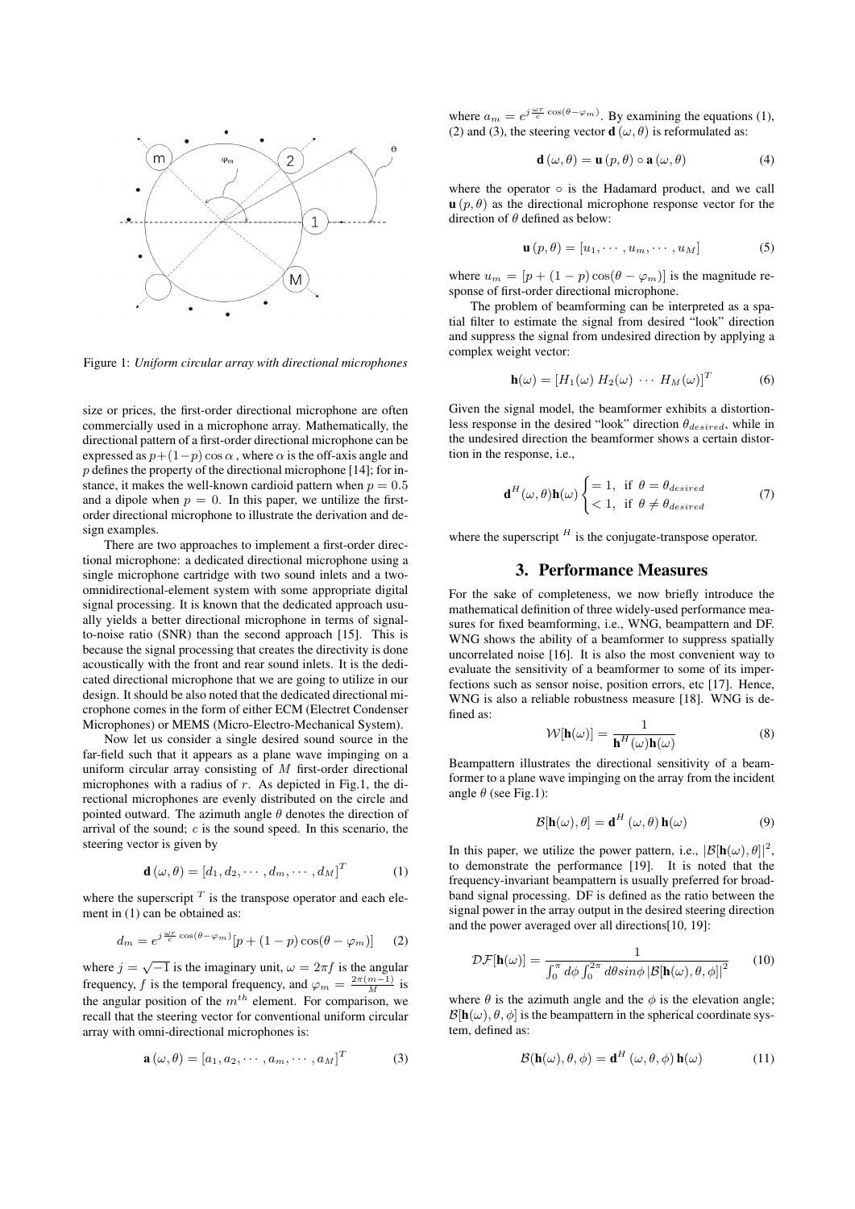Figure 1: *Uniform circular array with directional microphones*

size or prices, the first-order directional microphone are often commercially used in a microphone array. Mathematically, the directional pattern of a first-order directional microphone can be expressed as $p+(1-p)\cos\alpha$ , where $\alpha$ is the off-axis angle and $p$ defines the property of the directional microphone [14]; for instance, it makes the well-known cardioid pattern when $p = 0.5$ and a dipole when $p = 0$. In this paper, we utilize the first-order directional microphone to illustrate the derivation and design examples.

There are two approaches to implement a first-order directional microphone: a dedicated directional microphone using a single microphone cartridge with two sound inlets and a two-omnidirectional-element system with some appropriate digital signal processing. It is known that the dedicated approach usually yields a better directional microphone in terms of signal-to-noise ratio (SNR) than the second approach [15]. This is because the signal processing that creates the directivity is done acoustically with the front and rear sound inlets. It is the dedicated directional microphone that we are going to utilize in our design. It should be also noted that the dedicated directional microphone comes in the form of either ECM (Electret Condenser Microphones) or MEMS (Micro-Electro-Mechanical System).

Now let us consider a single desired sound source in the far-field such that it appears as a plane wave impinging on a uniform circular array consisting of $M$ first-order directional microphones with a radius of $r$. As depicted in Fig.1, the directional microphones are evenly distributed on the circle and pointed outward. The azimuth angle $\theta$ denotes the direction of arrival of the sound; $c$ is the sound speed. In this scenario, the steering vector is given by

$$\mathbf{d}(\omega, \theta) = [d_1, d_2, \cdots, d_m, \cdots, d_M]^T \tag{1}$$

where the superscript $^T$ is the transpose operator and each element in (1) can be obtained as:

$$d_m = e^{j\frac{\omega r}{c}\cos(\theta-\varphi_m)}[p + (1-p)\cos(\theta - \varphi_m)] \tag{2}$$

where $j = \sqrt{-1}$ is the imaginary unit, $\omega = 2\pi f$ is the angular frequency, $f$ is the temporal frequency, and $\varphi_m = \frac{2\pi(m-1)}{M}$ is the angular position of the $m^{th}$ element. For comparison, we recall that the steering vector for conventional uniform circular array with omni-directional microphones is:

$$\mathbf{a}(\omega, \theta) = [a_1, a_2, \cdots, a_m, \cdots, a_M]^T \tag{3}$$

where $a_m = e^{j\frac{\omega r}{c}\cos(\theta-\varphi_m)}$. By examining the equations (1), (2) and (3), the steering vector $\mathbf{d}(\omega, \theta)$ is reformulated as:

$$\mathbf{d}(\omega, \theta) = \mathbf{u}(p, \theta) \circ \mathbf{a}(\omega, \theta) \tag{4}$$

where the operator $\circ$ is the Hadamard product, and we call $\mathbf{u}(p, \theta)$ as the directional microphone response vector for the direction of $\theta$ defined as below:

$$\mathbf{u}(p, \theta) = [u_1, \cdots, u_m, \cdots, u_M] \tag{5}$$

where $u_m = [p + (1-p)\cos(\theta - \varphi_m)]$ is the magnitude response of first-order directional microphone.

The problem of beamforming can be interpreted as a spatial filter to estimate the signal from desired "look" direction and suppress the signal from undesired direction by applying a complex weight vector:

$$\mathbf{h}(\omega) = [H_1(\omega)\ H_2(\omega)\ \cdots\ H_M(\omega)]^T \tag{6}$$

Given the signal model, the beamformer exhibits a distortionless response in the desired "look" direction $\theta_{desired}$, while in the undesired direction the beamformer shows a certain distortion in the response, i.e.,

$$\mathbf{d}^H(\omega, \theta)\mathbf{h}(\omega) \begin{cases} = 1, & \text{if } \theta = \theta_{desired} \\ < 1, & \text{if } \theta \neq \theta_{desired} \end{cases} \tag{7}$$

where the superscript $^H$ is the conjugate-transpose operator.

## 3. Performance Measures

For the sake of completeness, we now briefly introduce the mathematical definition of three widely-used performance measures for fixed beamforming, i.e., WNG, beampattern and DF. WNG shows the ability of a beamformer to suppress spatially uncorrelated noise [16]. It is also the most convenient way to evaluate the sensitivity of a beamformer to some of its imperfections such as sensor noise, position errors, etc [17]. Hence, WNG is also a reliable robustness measure [18]. WNG is defined as:

$$\mathcal{W}[\mathbf{h}(\omega)] = \frac{1}{\mathbf{h}^H(\omega)\mathbf{h}(\omega)} \tag{8}$$

Beampattern illustrates the directional sensitivity of a beamformer to a plane wave impinging on the array from the incident angle $\theta$ (see Fig.1):

$$\mathcal{B}[\mathbf{h}(\omega), \theta] = \mathbf{d}^H(\omega, \theta)\mathbf{h}(\omega) \tag{9}$$

In this paper, we utilize the power pattern, i.e., $|\mathcal{B}[\mathbf{h}(\omega), \theta]|^2$, to demonstrate the performance [19]. It is noted that the frequency-invariant beampattern is usually preferred for broadband signal processing. DF is defined as the ratio between the signal power in the array output in the desired steering direction and the power averaged over all directions[10, 19]:

$$\mathcal{DF}[\mathbf{h}(\omega)] = \frac{1}{\int_0^{\pi} d\phi \int_0^{2\pi} d\theta sin\phi \, |\mathcal{B}[\mathbf{h}(\omega), \theta, \phi]|^2} \tag{10}$$

where $\theta$ is the azimuth angle and the $\phi$ is the elevation angle; $\mathcal{B}[\mathbf{h}(\omega), \theta, \phi]$ is the beampattern in the spherical coordinate system, defined as:

$$\mathcal{B}(\mathbf{h}(\omega), \theta, \phi) = \mathbf{d}^H(\omega, \theta, \phi)\mathbf{h}(\omega) \tag{11}$$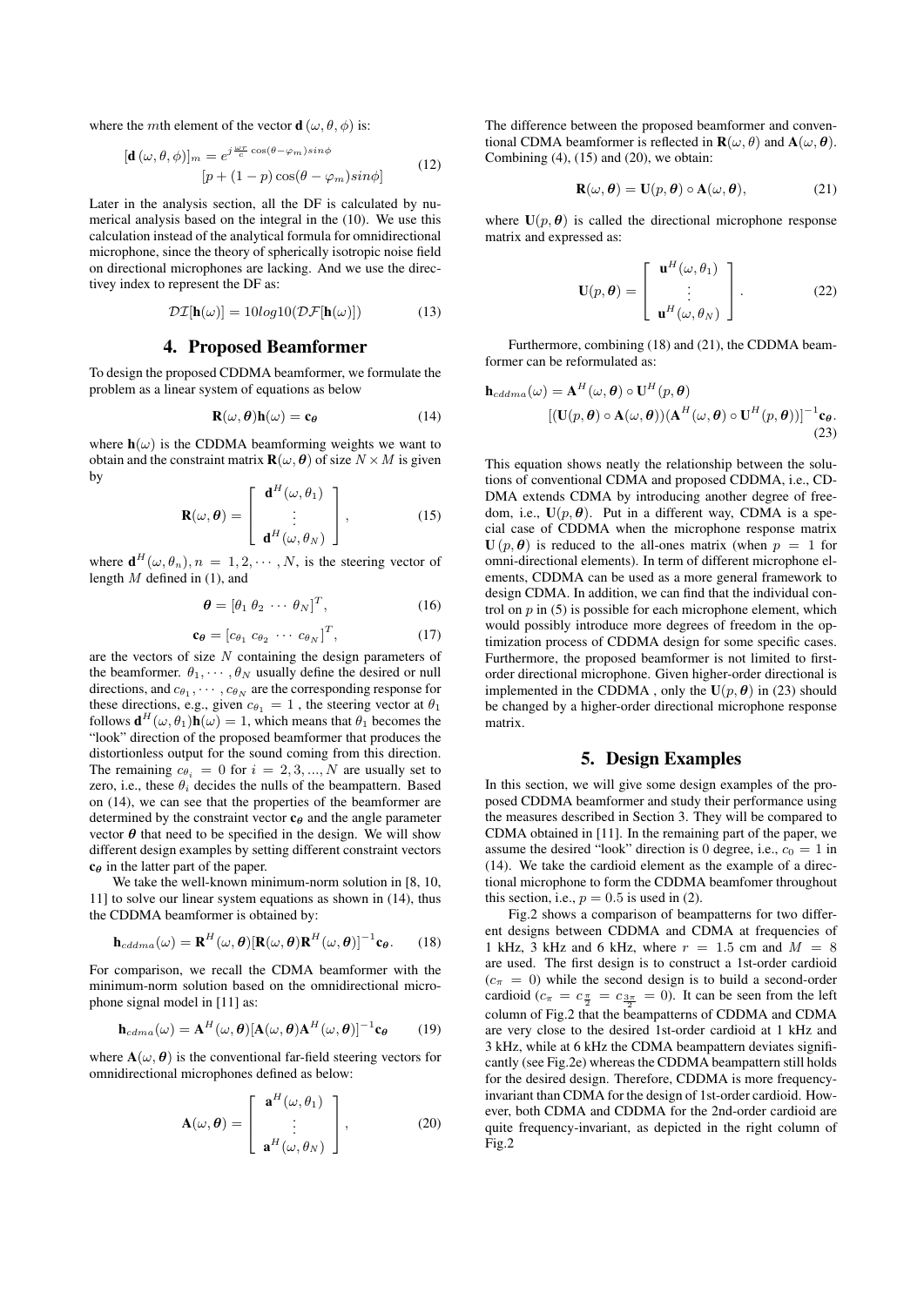where the $m$th element of the vector $\mathbf{d}(\omega, \theta, \phi)$ is:

$$
\begin{aligned}
[\mathbf{d}(\omega, \theta, \phi)]_m = & \, e^{j\frac{\omega r}{c}\cos(\theta - \varphi_m) sin\phi} \\
& [p + (1-p)\cos(\theta - \varphi_m) sin\phi]
\end{aligned} \tag{12}
$$

Later in the analysis section, all the DF is calculated by numerical analysis based on the integral in the (10). We use this calculation instead of the analytical formula for omnidirectional microphone, since the theory of spherically isotropic noise field on directional microphones are lacking. And we use the directivey index to represent the DF as:

$$
\mathcal{DI}[\mathbf{h}(\omega)] = 10log10(\mathcal{DF}[\mathbf{h}(\omega)]) \tag{13}
$$

## 4. Proposed Beamformer

To design the proposed CDDMA beamformer, we formulate the problem as a linear system of equations as below

$$
\mathbf{R}(\omega, \boldsymbol{\theta})\mathbf{h}(\omega) = \mathbf{c}_{\boldsymbol{\theta}} \tag{14}
$$

where $\mathbf{h}(\omega)$ is the CDDMA beamforming weights we want to obtain and the constraint matrix $\mathbf{R}(\omega, \boldsymbol{\theta})$ of size $N \times M$ is given by

$$
\mathbf{R}(\omega, \boldsymbol{\theta}) = \begin{bmatrix} \mathbf{d}^H(\omega, \theta_1) \\ \vdots \\ \mathbf{d}^H(\omega, \theta_N) \end{bmatrix}, \tag{15}
$$

where $\mathbf{d}^H(\omega, \theta_n), n = 1, 2, \cdots, N$, is the steering vector of length $M$ defined in (1), and

$$
\boldsymbol{\theta} = [\theta_1 \; \theta_2 \; \cdots \; \theta_N]^T, \tag{16}
$$

$$
\mathbf{c}_{\boldsymbol{\theta}} = [c_{\theta_1} \; c_{\theta_2} \; \cdots \; c_{\theta_N}]^T, \tag{17}
$$

are the vectors of size $N$ containing the design parameters of the beamformer. $\theta_1, \cdots, \theta_N$ usually define the desired or null directions, and $c_{\theta_1}, \cdots, c_{\theta_N}$ are the corresponding response for these directions, e.g., given $c_{\theta_1} = 1$ , the steering vector at $\theta_1$ follows $\mathbf{d}^H(\omega, \theta_1)\mathbf{h}(\omega) = 1$, which means that $\theta_1$ becomes the "look" direction of the proposed beamformer that produces the distortionless output for the sound coming from this direction. The remaining $c_{\theta_i} = 0$ for $i = 2, 3, ..., N$ are usually set to zero, i.e., these $\theta_i$ decides the nulls of the beampattern. Based on (14), we can see that the properties of the beamformer are determined by the constraint vector $\mathbf{c}_{\boldsymbol{\theta}}$ and the angle parameter vector $\boldsymbol{\theta}$ that need to be specified in the design. We will show different design examples by setting different constraint vectors $\mathbf{c}_{\boldsymbol{\theta}}$ in the latter part of the paper.

We take the well-known minimum-norm solution in [8, 10, 11] to solve our linear system equations as shown in (14), thus the CDDMA beamformer is obtained by:

$$
\mathbf{h}_{cddma}(\omega) = \mathbf{R}^H(\omega, \boldsymbol{\theta})[\mathbf{R}(\omega, \boldsymbol{\theta})\mathbf{R}^H(\omega, \boldsymbol{\theta})]^{-1}\mathbf{c}_{\boldsymbol{\theta}}. \tag{18}
$$

For comparison, we recall the CDMA beamformer with the minimum-norm solution based on the omnidirectional microphone signal model in [11] as:

$$
\mathbf{h}_{cdma}(\omega) = \mathbf{A}^H(\omega, \boldsymbol{\theta})[\mathbf{A}(\omega, \boldsymbol{\theta})\mathbf{A}^H(\omega, \boldsymbol{\theta})]^{-1}\mathbf{c}_{\boldsymbol{\theta}} \tag{19}
$$

where $\mathbf{A}(\omega, \boldsymbol{\theta})$ is the conventional far-field steering vectors for omnidirectional microphones defined as below:

$$
\mathbf{A}(\omega, \boldsymbol{\theta}) = \begin{bmatrix} \mathbf{a}^H(\omega, \theta_1) \\ \vdots \\ \mathbf{a}^H(\omega, \theta_N) \end{bmatrix}, \tag{20}
$$

The difference between the proposed beamformer and conventional CDMA beamformer is reflected in $\mathbf{R}(\omega, \theta)$ and $\mathbf{A}(\omega, \boldsymbol{\theta})$. Combining (4), (15) and (20), we obtain:

$$
\mathbf{R}(\omega, \boldsymbol{\theta}) = \mathbf{U}(p, \boldsymbol{\theta}) \circ \mathbf{A}(\omega, \boldsymbol{\theta}), \tag{21}
$$

where $\mathbf{U}(p, \boldsymbol{\theta})$ is called the directional microphone response matrix and expressed as:

$$
\mathbf{U}(p, \boldsymbol{\theta}) = \begin{bmatrix} \mathbf{u}^H(\omega, \theta_1) \\ \vdots \\ \mathbf{u}^H(\omega, \theta_N) \end{bmatrix}. \tag{22}
$$

Furthermore, combining (18) and (21), the CDDMA beamformer can be reformulated as:

$$
\begin{aligned}
\mathbf{h}_{cddma}(\omega) = & \, \mathbf{A}^H(\omega, \boldsymbol{\theta}) \circ \mathbf{U}^H(p, \boldsymbol{\theta}) \\
& [(\mathbf{U}(p, \boldsymbol{\theta}) \circ \mathbf{A}(\omega, \boldsymbol{\theta}))(\mathbf{A}^H(\omega, \boldsymbol{\theta}) \circ \mathbf{U}^H(p, \boldsymbol{\theta}))]^{-1}\mathbf{c}_{\boldsymbol{\theta}}.
\end{aligned} \tag{23}
$$

This equation shows neatly the relationship between the solutions of conventional CDMA and proposed CDDMA, i.e., CDDMA extends CDMA by introducing another degree of freedom, i.e., $\mathbf{U}(p, \boldsymbol{\theta})$. Put in a different way, CDMA is a special case of CDDMA when the microphone response matrix $\mathbf{U}(p, \boldsymbol{\theta})$ is reduced to the all-ones matrix (when $p = 1$ for omni-directional elements). In term of different microphone elements, CDDMA can be used as a more general framework to design CDMA. In addition, we can find that the individual control on $p$ in (5) is possible for each microphone element, which would possibly introduce more degrees of freedom in the optimization process of CDDMA design for some specific cases. Furthermore, the proposed beamformer is not limited to first-order directional microphone. Given higher-order directional is implemented in the CDDMA , only the $\mathbf{U}(p, \boldsymbol{\theta})$ in (23) should be changed by a higher-order directional microphone response matrix.

## 5. Design Examples

In this section, we will give some design examples of the proposed CDDMA beamformer and study their performance using the measures described in Section 3. They will be compared to CDMA obtained in [11]. In the remaining part of the paper, we assume the desired "look" direction is 0 degree, i.e., $c_0 = 1$ in (14). We take the cardioid element as the example of a directional microphone to form the CDDMA beamfomer throughout this section, i.e., $p = 0.5$ is used in (2).

Fig.2 shows a comparison of beampatterns for two different designs between CDDMA and CDMA at frequencies of 1 kHz, 3 kHz and 6 kHz, where $r = 1.5$ cm and $M = 8$ are used. The first design is to construct a 1st-order cardioid ($c_{\pi} = 0$) while the second design is to build a second-order cardioid ($c_{\pi} = c_{\frac{\pi}{2}} = c_{\frac{3\pi}{2}} = 0$). It can be seen from the left column of Fig.2 that the beampatterns of CDDMA and CDMA are very close to the desired 1st-order cardioid at 1 kHz and 3 kHz, while at 6 kHz the CDMA beampattern deviates significantly (see Fig.2e) whereas the CDDMA beampattern still holds for the desired design. Therefore, CDDMA is more frequency-invariant than CDMA for the design of 1st-order cardioid. However, both CDMA and CDDMA for the 2nd-order cardioid are quite frequency-invariant, as depicted in the right column of Fig.2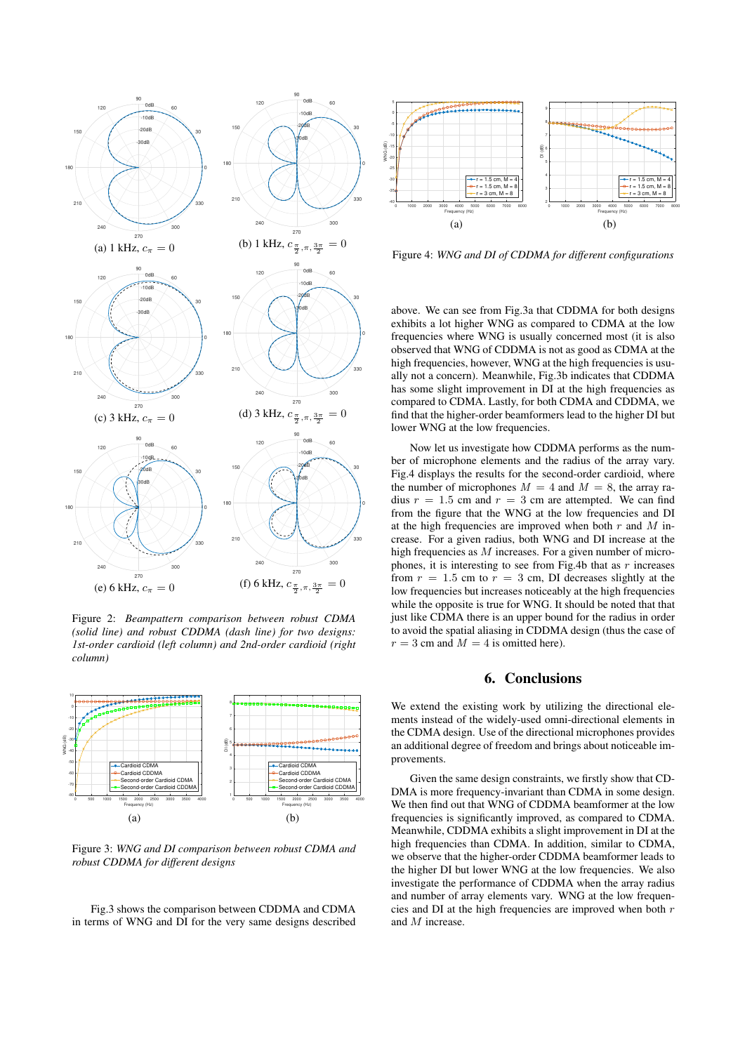(a) 1 kHz, $c_{\pi} = 0$

(b) 1 kHz, $c_{\frac{\pi}{2},\pi,\frac{3\pi}{2}} = 0$

(c) 3 kHz, $c_{\pi} = 0$

(d) 3 kHz, $c_{\frac{\pi}{2},\pi,\frac{3\pi}{2}} = 0$

(e) 6 kHz, $c_{\pi} = 0$

(f) 6 kHz, $c_{\frac{\pi}{2},\pi,\frac{3\pi}{2}} = 0$

Figure 2: *Beampattern comparison between robust CDMA (solid line) and robust CDDMA (dash line) for two designs: 1st-order cardioid (left column) and 2nd-order cardioid (right column)*

(a) (b)

Figure 3: *WNG and DI comparison between robust CDMA and robust CDDMA for different designs*

Fig.3 shows the comparison between CDDMA and CDMA in terms of WNG and DI for the very same designs described above. We can see from Fig.3a that CDDMA for both designs exhibits a lot higher WNG as compared to CDMA at the low frequencies where WNG is usually concerned most (it is also observed that WNG of CDDMA is not as good as CDMA at the high frequencies, however, WNG at the high frequencies is usually not a concern). Meanwhile, Fig.3b indicates that CDDMA has some slight improvement in DI at the high frequencies as compared to CDMA. Lastly, for both CDMA and CDDMA, we find that the higher-order beamformers lead to the higher DI but lower WNG at the low frequencies.

(a) (b)

Figure 4: *WNG and DI of CDDMA for different configurations*

Now let us investigate how CDDMA performs as the number of microphone elements and the radius of the array vary. Fig.4 displays the results for the second-order cardioid, where the number of microphones $M = 4$ and $M = 8$, the array radius $r = 1.5$ cm and $r = 3$ cm are attempted. We can find from the figure that the WNG at the low frequencies and DI at the high frequencies are improved when both $r$ and $M$ increase. For a given radius, both WNG and DI increase at the high frequencies as $M$ increases. For a given number of microphones, it is interesting to see from Fig.4b that as $r$ increases from $r = 1.5$ cm to $r = 3$ cm, DI decreases slightly at the low frequencies but increases noticeably at the high frequencies while the opposite is true for WNG. It should be noted that just like CDMA there is an upper bound for the radius in order to avoid the spatial aliasing in CDDMA design (thus the case of $r = 3$ cm and $M = 4$ is omitted here).

## 6. Conclusions

We extend the existing work by utilizing the directional elements instead of the widely-used omni-directional elements in the CDMA design. Use of the directional microphones provides an additional degree of freedom and brings about noticeable improvements.

Given the same design constraints, we firstly show that CDDMA is more frequency-invariant than CDMA in some design. We then find out that WNG of CDDMA beamformer at the low frequencies is significantly improved, as compared to CDMA. Meanwhile, CDDMA exhibits a slight improvement in DI at the high frequencies than CDMA. In addition, similar to CDMA, we observe that the higher-order CDDMA beamformer leads to the higher DI but lower WNG at the low frequencies. We also investigate the performance of CDDMA when the array radius and number of array elements vary. WNG at the low frequencies and DI at the high frequencies are improved when both $r$ and $M$ increase.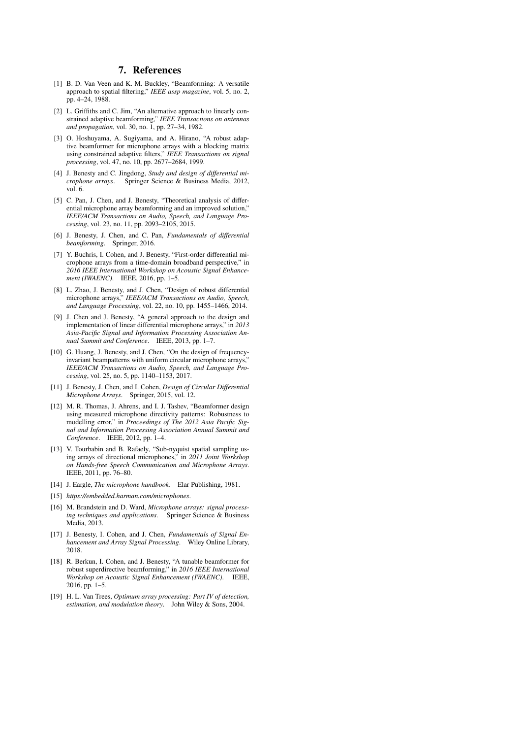# 7. References

[1] B. D. Van Veen and K. M. Buckley, "Beamforming: A versatile approach to spatial filtering," *IEEE assp magazine*, vol. 5, no. 2, pp. 4–24, 1988.

[2] L. Griffiths and C. Jim, "An alternative approach to linearly constrained adaptive beamforming," *IEEE Transactions on antennas and propagation*, vol. 30, no. 1, pp. 27–34, 1982.

[3] O. Hoshuyama, A. Sugiyama, and A. Hirano, "A robust adaptive beamformer for microphone arrays with a blocking matrix using constrained adaptive filters," *IEEE Transactions on signal processing*, vol. 47, no. 10, pp. 2677–2684, 1999.

[4] J. Benesty and C. Jingdong, *Study and design of differential microphone arrays*. Springer Science & Business Media, 2012, vol. 6.

[5] C. Pan, J. Chen, and J. Benesty, "Theoretical analysis of differential microphone array beamforming and an improved solution," *IEEE/ACM Transactions on Audio, Speech, and Language Processing*, vol. 23, no. 11, pp. 2093–2105, 2015.

[6] J. Benesty, J. Chen, and C. Pan, *Fundamentals of differential beamforming*. Springer, 2016.

[7] Y. Buchris, I. Cohen, and J. Benesty, "First-order differential microphone arrays from a time-domain broadband perspective," in *2016 IEEE International Workshop on Acoustic Signal Enhancement (IWAENC)*. IEEE, 2016, pp. 1–5.

[8] L. Zhao, J. Benesty, and J. Chen, "Design of robust differential microphone arrays," *IEEE/ACM Transactions on Audio, Speech, and Language Processing*, vol. 22, no. 10, pp. 1455–1466, 2014.

[9] J. Chen and J. Benesty, "A general approach to the design and implementation of linear differential microphone arrays," in *2013 Asia-Pacific Signal and Information Processing Association Annual Summit and Conference*. IEEE, 2013, pp. 1–7.

[10] G. Huang, J. Benesty, and J. Chen, "On the design of frequency-invariant beampatterns with uniform circular microphone arrays," *IEEE/ACM Transactions on Audio, Speech, and Language Processing*, vol. 25, no. 5, pp. 1140–1153, 2017.

[11] J. Benesty, J. Chen, and I. Cohen, *Design of Circular Differential Microphone Arrays*. Springer, 2015, vol. 12.

[12] M. R. Thomas, J. Ahrens, and I. J. Tashev, "Beamformer design using measured microphone directivity patterns: Robustness to modelling error," in *Proceedings of The 2012 Asia Pacific Signal and Information Processing Association Annual Summit and Conference*. IEEE, 2012, pp. 1–4.

[13] V. Tourbabin and B. Rafaely, "Sub-nyquist spatial sampling using arrays of directional microphones," in *2011 Joint Workshop on Hands-free Speech Communication and Microphone Arrays*. IEEE, 2011, pp. 76–80.

[14] J. Eargle, *The microphone handbook*. Elar Publishing, 1981.

[15] *https://embedded.harman.com/microphones*.

[16] M. Brandstein and D. Ward, *Microphone arrays: signal processing techniques and applications*. Springer Science & Business Media, 2013.

[17] J. Benesty, I. Cohen, and J. Chen, *Fundamentals of Signal Enhancement and Array Signal Processing*. Wiley Online Library, 2018.

[18] R. Berkun, I. Cohen, and J. Benesty, "A tunable beamformer for robust superdirective beamforming," in *2016 IEEE International Workshop on Acoustic Signal Enhancement (IWAENC)*. IEEE, 2016, pp. 1–5.

[19] H. L. Van Trees, *Optimum array processing: Part IV of detection, estimation, and modulation theory*. John Wiley & Sons, 2004.